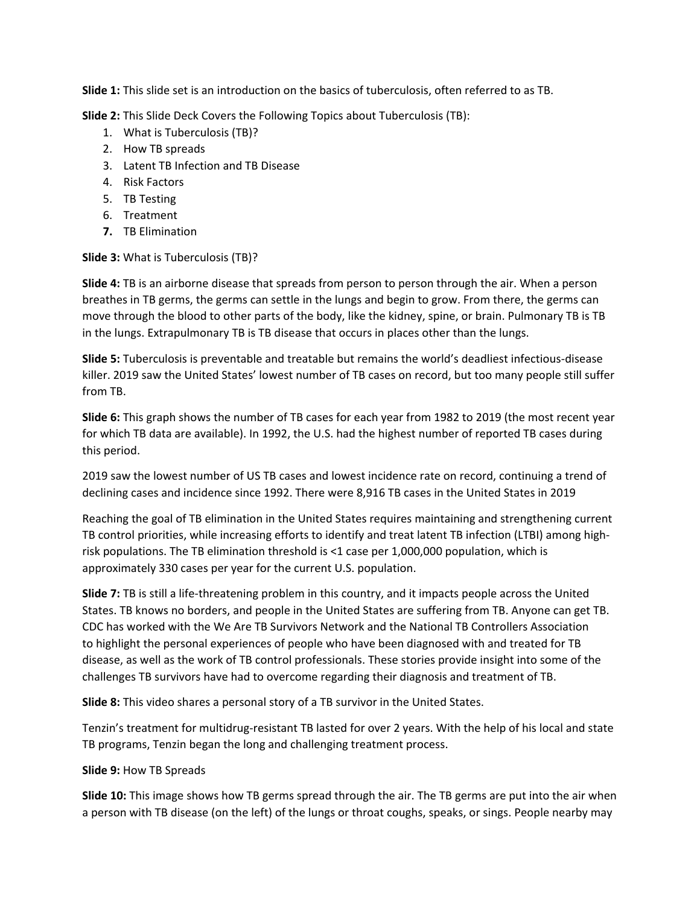**Slide 1:** This slide set is an introduction on the basics of tuberculosis, often referred to as TB.

**Slide 2:** This Slide Deck Covers the Following Topics about Tuberculosis (TB):

1. What is Tuberculosis (TB)?
2. How TB spreads
3. Latent TB Infection and TB Disease
4. Risk Factors
5. TB Testing
6. Treatment
7. TB Elimination

**Slide 3:** What is Tuberculosis (TB)?

**Slide 4:** TB is an airborne disease that spreads from person to person through the air. When a person breathes in TB germs, the germs can settle in the lungs and begin to grow. From there, the germs can move through the blood to other parts of the body, like the kidney, spine, or brain. Pulmonary TB is TB in the lungs. Extrapulmonary TB is TB disease that occurs in places other than the lungs.

**Slide 5:** Tuberculosis is preventable and treatable but remains the world's deadliest infectious-disease killer. 2019 saw the United States' lowest number of TB cases on record, but too many people still suffer from TB.

**Slide 6:** This graph shows the number of TB cases for each year from 1982 to 2019 (the most recent year for which TB data are available). In 1992, the U.S. had the highest number of reported TB cases during this period.

2019 saw the lowest number of US TB cases and lowest incidence rate on record, continuing a trend of declining cases and incidence since 1992. There were 8,916 TB cases in the United States in 2019

Reaching the goal of TB elimination in the United States requires maintaining and strengthening current TB control priorities, while increasing efforts to identify and treat latent TB infection (LTBI) among high-risk populations. The TB elimination threshold is <1 case per 1,000,000 population, which is approximately 330 cases per year for the current U.S. population.

**Slide 7:** TB is still a life-threatening problem in this country, and it impacts people across the United States. TB knows no borders, and people in the United States are suffering from TB. Anyone can get TB. CDC has worked with the We Are TB Survivors Network and the National TB Controllers Association to highlight the personal experiences of people who have been diagnosed with and treated for TB disease, as well as the work of TB control professionals. These stories provide insight into some of the challenges TB survivors have had to overcome regarding their diagnosis and treatment of TB.

**Slide 8:** This video shares a personal story of a TB survivor in the United States.

Tenzin's treatment for multidrug-resistant TB lasted for over 2 years. With the help of his local and state TB programs, Tenzin began the long and challenging treatment process.

**Slide 9:** How TB Spreads

**Slide 10:** This image shows how TB germs spread through the air. The TB germs are put into the air when a person with TB disease (on the left) of the lungs or throat coughs, speaks, or sings. People nearby may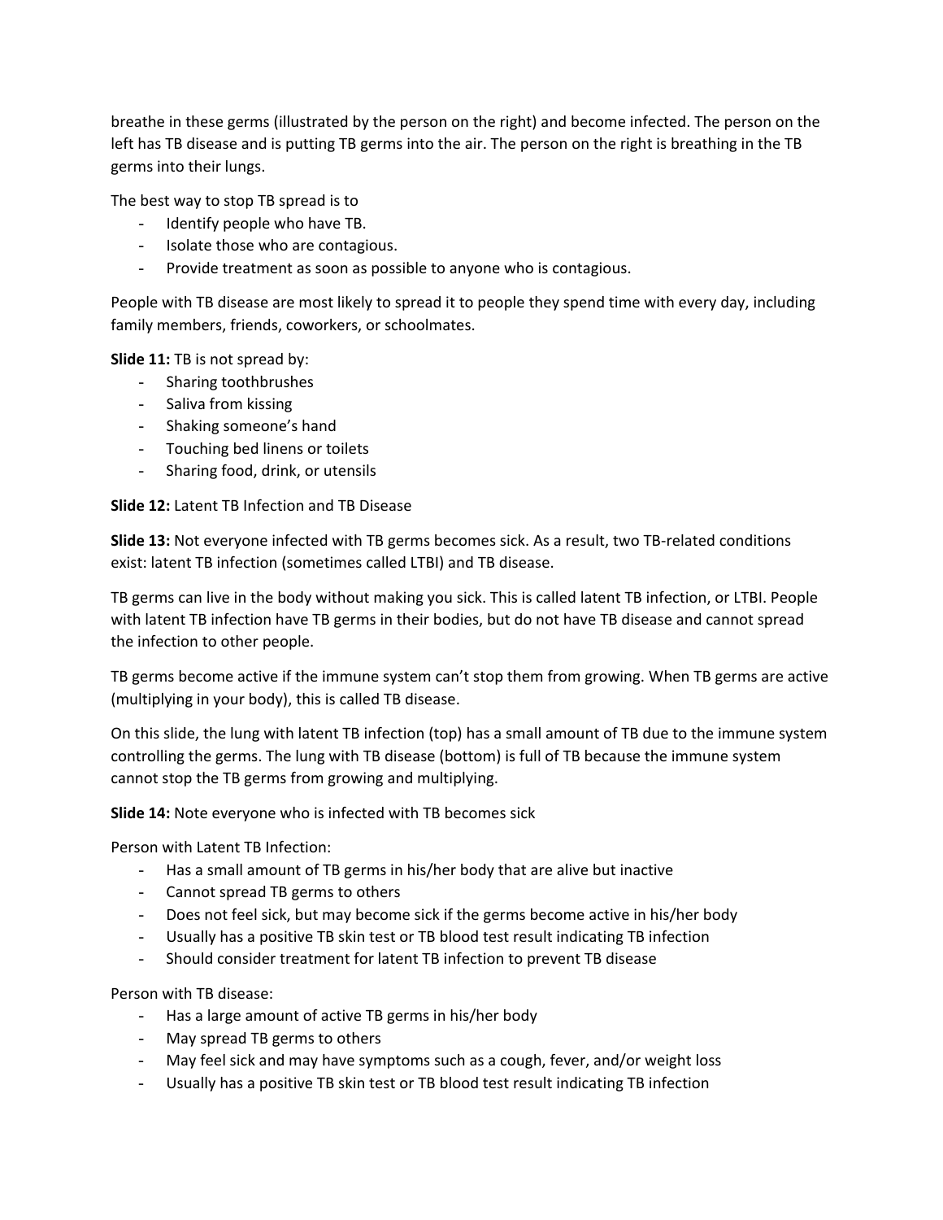breathe in these germs (illustrated by the person on the right) and become infected. The person on the left has TB disease and is putting TB germs into the air. The person on the right is breathing in the TB germs into their lungs.

The best way to stop TB spread is to

- Identify people who have TB.
- Isolate those who are contagious.
- Provide treatment as soon as possible to anyone who is contagious.

People with TB disease are most likely to spread it to people they spend time with every day, including family members, friends, coworkers, or schoolmates.

**Slide 11:** TB is not spread by:

- Sharing toothbrushes
- Saliva from kissing
- Shaking someone's hand
- Touching bed linens or toilets
- Sharing food, drink, or utensils

**Slide 12:** Latent TB Infection and TB Disease

**Slide 13:** Not everyone infected with TB germs becomes sick. As a result, two TB-related conditions exist: latent TB infection (sometimes called LTBI) and TB disease.

TB germs can live in the body without making you sick. This is called latent TB infection, or LTBI. People with latent TB infection have TB germs in their bodies, but do not have TB disease and cannot spread the infection to other people.

TB germs become active if the immune system can't stop them from growing. When TB germs are active (multiplying in your body), this is called TB disease.

On this slide, the lung with latent TB infection (top) has a small amount of TB due to the immune system controlling the germs. The lung with TB disease (bottom) is full of TB because the immune system cannot stop the TB germs from growing and multiplying.

**Slide 14:** Note everyone who is infected with TB becomes sick

Person with Latent TB Infection:

- Has a small amount of TB germs in his/her body that are alive but inactive
- Cannot spread TB germs to others
- Does not feel sick, but may become sick if the germs become active in his/her body
- Usually has a positive TB skin test or TB blood test result indicating TB infection
- Should consider treatment for latent TB infection to prevent TB disease

Person with TB disease:

- Has a large amount of active TB germs in his/her body
- May spread TB germs to others
- May feel sick and may have symptoms such as a cough, fever, and/or weight loss
- Usually has a positive TB skin test or TB blood test result indicating TB infection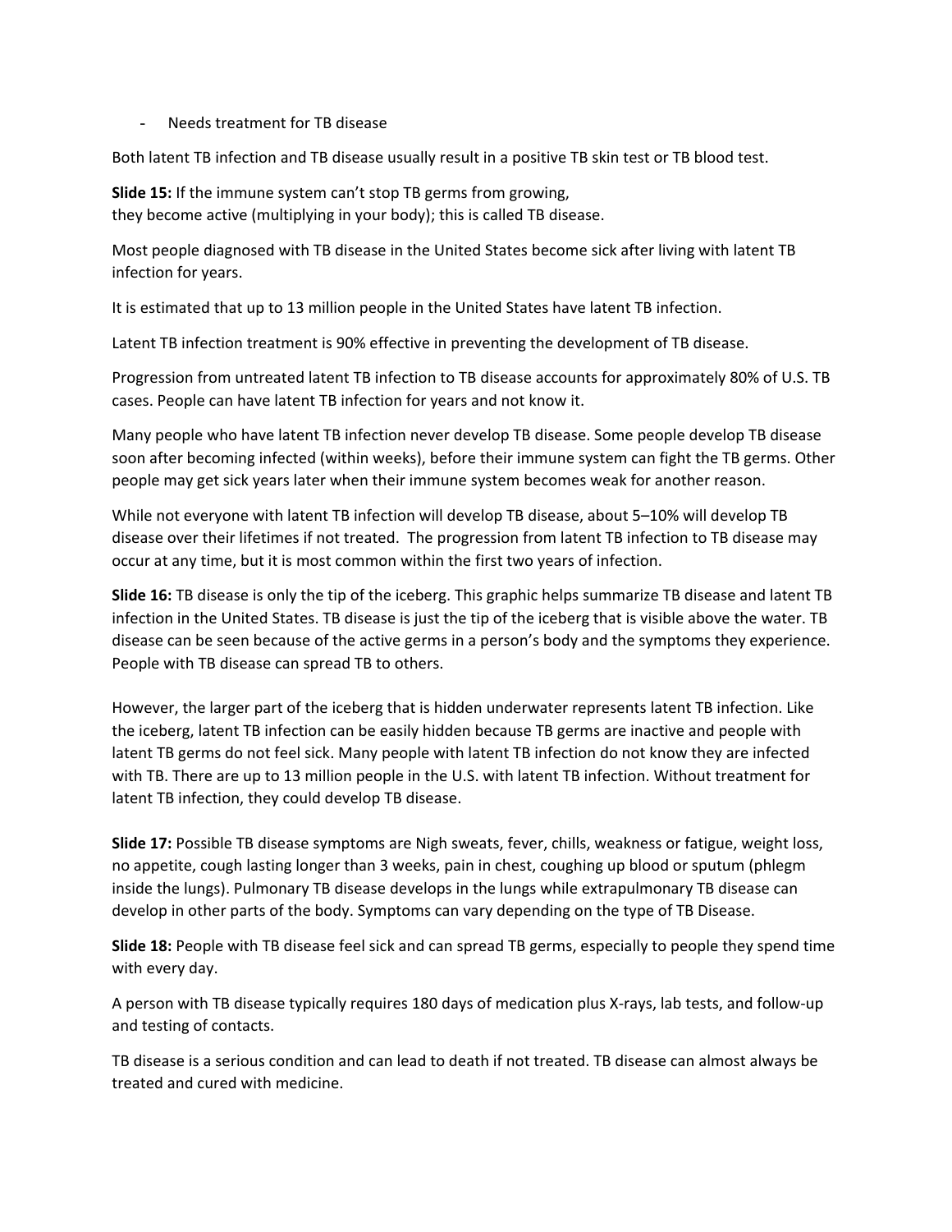- Needs treatment for TB disease

Both latent TB infection and TB disease usually result in a positive TB skin test or TB blood test.

**Slide 15:** If the immune system can't stop TB germs from growing,
they become active (multiplying in your body); this is called TB disease.

Most people diagnosed with TB disease in the United States become sick after living with latent TB infection for years.

It is estimated that up to 13 million people in the United States have latent TB infection.

Latent TB infection treatment is 90% effective in preventing the development of TB disease.

Progression from untreated latent TB infection to TB disease accounts for approximately 80% of U.S. TB cases. People can have latent TB infection for years and not know it.

Many people who have latent TB infection never develop TB disease. Some people develop TB disease soon after becoming infected (within weeks), before their immune system can fight the TB germs. Other people may get sick years later when their immune system becomes weak for another reason.

While not everyone with latent TB infection will develop TB disease, about 5–10% will develop TB disease over their lifetimes if not treated. The progression from latent TB infection to TB disease may occur at any time, but it is most common within the first two years of infection.

**Slide 16:** TB disease is only the tip of the iceberg. This graphic helps summarize TB disease and latent TB infection in the United States. TB disease is just the tip of the iceberg that is visible above the water. TB disease can be seen because of the active germs in a person's body and the symptoms they experience. People with TB disease can spread TB to others.

However, the larger part of the iceberg that is hidden underwater represents latent TB infection. Like the iceberg, latent TB infection can be easily hidden because TB germs are inactive and people with latent TB germs do not feel sick. Many people with latent TB infection do not know they are infected with TB. There are up to 13 million people in the U.S. with latent TB infection. Without treatment for latent TB infection, they could develop TB disease.

**Slide 17:** Possible TB disease symptoms are Nigh sweats, fever, chills, weakness or fatigue, weight loss, no appetite, cough lasting longer than 3 weeks, pain in chest, coughing up blood or sputum (phlegm inside the lungs). Pulmonary TB disease develops in the lungs while extrapulmonary TB disease can develop in other parts of the body. Symptoms can vary depending on the type of TB Disease.

**Slide 18:** People with TB disease feel sick and can spread TB germs, especially to people they spend time with every day.

A person with TB disease typically requires 180 days of medication plus X-rays, lab tests, and follow-up and testing of contacts.

TB disease is a serious condition and can lead to death if not treated. TB disease can almost always be treated and cured with medicine.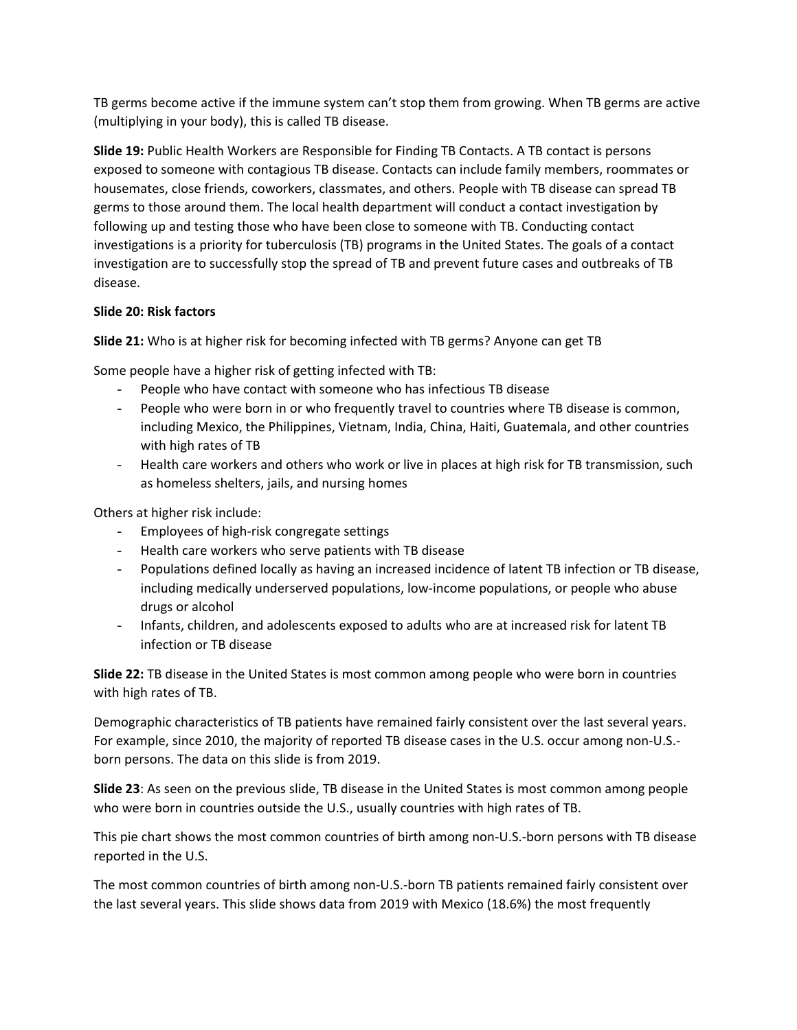TB germs become active if the immune system can't stop them from growing. When TB germs are active (multiplying in your body), this is called TB disease.

**Slide 19:** Public Health Workers are Responsible for Finding TB Contacts. A TB contact is persons exposed to someone with contagious TB disease. Contacts can include family members, roommates or housemates, close friends, coworkers, classmates, and others. People with TB disease can spread TB germs to those around them. The local health department will conduct a contact investigation by following up and testing those who have been close to someone with TB. Conducting contact investigations is a priority for tuberculosis (TB) programs in the United States. The goals of a contact investigation are to successfully stop the spread of TB and prevent future cases and outbreaks of TB disease.

**Slide 20: Risk factors**

**Slide 21:** Who is at higher risk for becoming infected with TB germs? Anyone can get TB

Some people have a higher risk of getting infected with TB:

- People who have contact with someone who has infectious TB disease
- People who were born in or who frequently travel to countries where TB disease is common, including Mexico, the Philippines, Vietnam, India, China, Haiti, Guatemala, and other countries with high rates of TB
- Health care workers and others who work or live in places at high risk for TB transmission, such as homeless shelters, jails, and nursing homes

Others at higher risk include:

- Employees of high-risk congregate settings
- Health care workers who serve patients with TB disease
- Populations defined locally as having an increased incidence of latent TB infection or TB disease, including medically underserved populations, low-income populations, or people who abuse drugs or alcohol
- Infants, children, and adolescents exposed to adults who are at increased risk for latent TB infection or TB disease

**Slide 22:** TB disease in the United States is most common among people who were born in countries with high rates of TB.

Demographic characteristics of TB patients have remained fairly consistent over the last several years. For example, since 2010, the majority of reported TB disease cases in the U.S. occur among non-U.S.-born persons. The data on this slide is from 2019.

**Slide 23**: As seen on the previous slide, TB disease in the United States is most common among people who were born in countries outside the U.S., usually countries with high rates of TB.

This pie chart shows the most common countries of birth among non-U.S.-born persons with TB disease reported in the U.S.

The most common countries of birth among non-U.S.-born TB patients remained fairly consistent over the last several years. This slide shows data from 2019 with Mexico (18.6%) the most frequently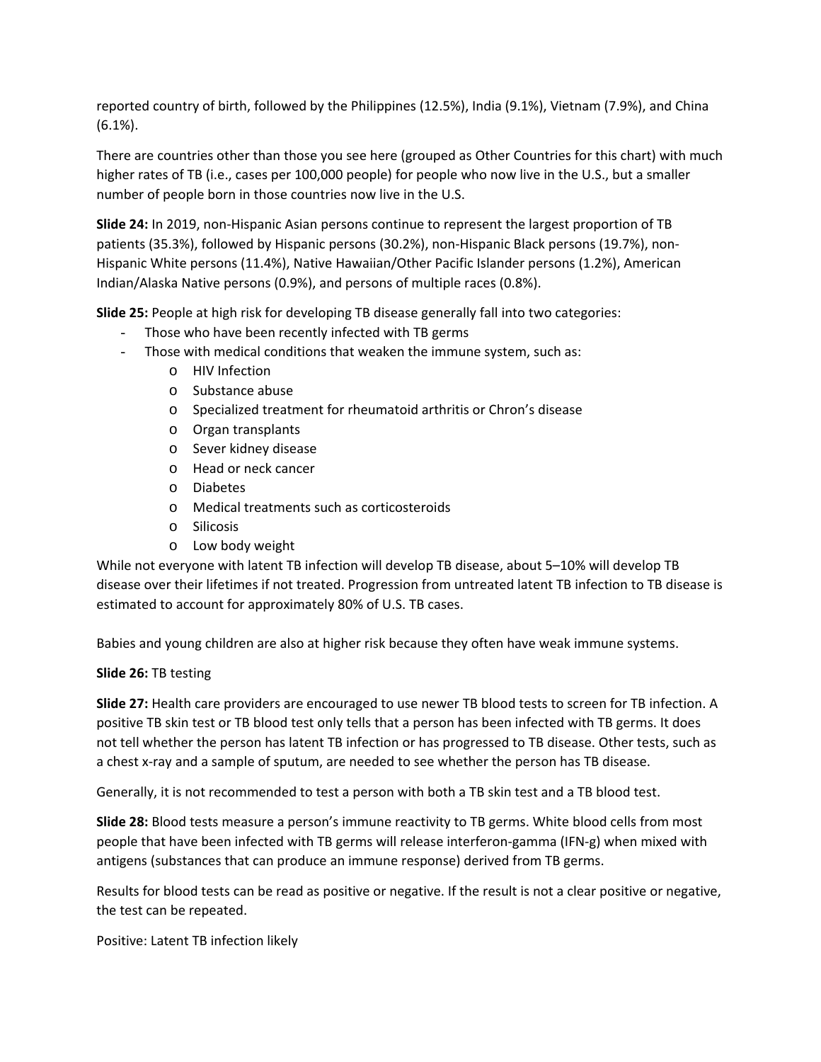reported country of birth, followed by the Philippines (12.5%), India (9.1%), Vietnam (7.9%), and China (6.1%).

There are countries other than those you see here (grouped as Other Countries for this chart) with much higher rates of TB (i.e., cases per 100,000 people) for people who now live in the U.S., but a smaller number of people born in those countries now live in the U.S.

**Slide 24:** In 2019, non-Hispanic Asian persons continue to represent the largest proportion of TB patients (35.3%), followed by Hispanic persons (30.2%), non-Hispanic Black persons (19.7%), non-Hispanic White persons (11.4%), Native Hawaiian/Other Pacific Islander persons (1.2%), American Indian/Alaska Native persons (0.9%), and persons of multiple races (0.8%).

**Slide 25:** People at high risk for developing TB disease generally fall into two categories:

- Those who have been recently infected with TB germs
- Those with medical conditions that weaken the immune system, such as:
  - HIV Infection
  - Substance abuse
  - Specialized treatment for rheumatoid arthritis or Chron's disease
  - Organ transplants
  - Sever kidney disease
  - Head or neck cancer
  - Diabetes
  - Medical treatments such as corticosteroids
  - Silicosis
  - Low body weight

While not everyone with latent TB infection will develop TB disease, about 5–10% will develop TB disease over their lifetimes if not treated. Progression from untreated latent TB infection to TB disease is estimated to account for approximately 80% of U.S. TB cases.

Babies and young children are also at higher risk because they often have weak immune systems.

**Slide 26:** TB testing

**Slide 27:** Health care providers are encouraged to use newer TB blood tests to screen for TB infection. A positive TB skin test or TB blood test only tells that a person has been infected with TB germs. It does not tell whether the person has latent TB infection or has progressed to TB disease. Other tests, such as a chest x-ray and a sample of sputum, are needed to see whether the person has TB disease.

Generally, it is not recommended to test a person with both a TB skin test and a TB blood test.

**Slide 28:** Blood tests measure a person's immune reactivity to TB germs. White blood cells from most people that have been infected with TB germs will release interferon-gamma (IFN-g) when mixed with antigens (substances that can produce an immune response) derived from TB germs.

Results for blood tests can be read as positive or negative. If the result is not a clear positive or negative, the test can be repeated.

Positive: Latent TB infection likely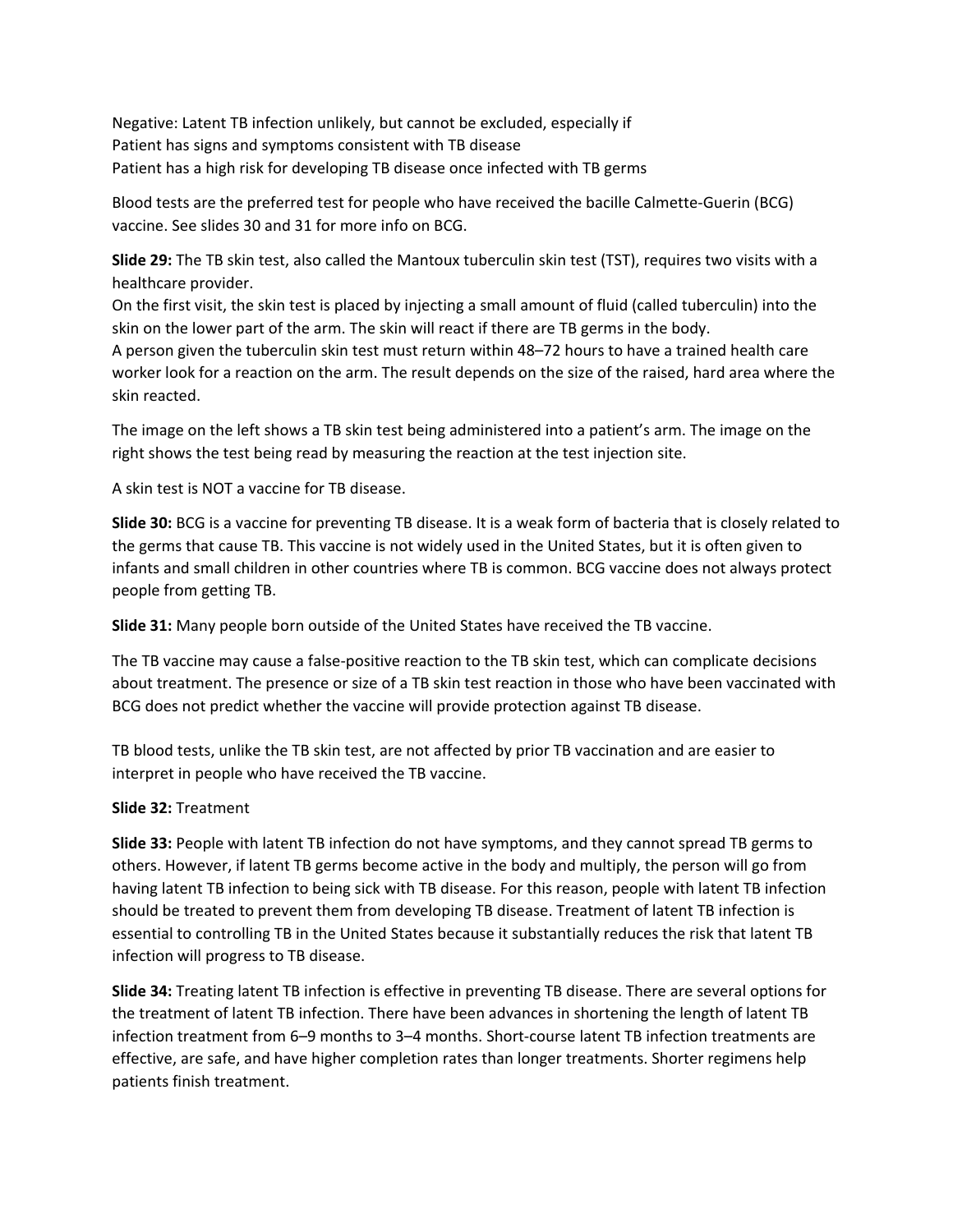Negative: Latent TB infection unlikely, but cannot be excluded, especially if
Patient has signs and symptoms consistent with TB disease
Patient has a high risk for developing TB disease once infected with TB germs

Blood tests are the preferred test for people who have received the bacille Calmette-Guerin (BCG) vaccine. See slides 30 and 31 for more info on BCG.

**Slide 29:** The TB skin test, also called the Mantoux tuberculin skin test (TST), requires two visits with a healthcare provider.
On the first visit, the skin test is placed by injecting a small amount of fluid (called tuberculin) into the skin on the lower part of the arm. The skin will react if there are TB germs in the body.
A person given the tuberculin skin test must return within 48–72 hours to have a trained health care worker look for a reaction on the arm. The result depends on the size of the raised, hard area where the skin reacted.

The image on the left shows a TB skin test being administered into a patient's arm. The image on the right shows the test being read by measuring the reaction at the test injection site.

A skin test is NOT a vaccine for TB disease.

**Slide 30:** BCG is a vaccine for preventing TB disease. It is a weak form of bacteria that is closely related to the germs that cause TB. This vaccine is not widely used in the United States, but it is often given to infants and small children in other countries where TB is common. BCG vaccine does not always protect people from getting TB.

**Slide 31:** Many people born outside of the United States have received the TB vaccine.

The TB vaccine may cause a false-positive reaction to the TB skin test, which can complicate decisions about treatment. The presence or size of a TB skin test reaction in those who have been vaccinated with BCG does not predict whether the vaccine will provide protection against TB disease.

TB blood tests, unlike the TB skin test, are not affected by prior TB vaccination and are easier to interpret in people who have received the TB vaccine.

**Slide 32:** Treatment

**Slide 33:** People with latent TB infection do not have symptoms, and they cannot spread TB germs to others. However, if latent TB germs become active in the body and multiply, the person will go from having latent TB infection to being sick with TB disease. For this reason, people with latent TB infection should be treated to prevent them from developing TB disease. Treatment of latent TB infection is essential to controlling TB in the United States because it substantially reduces the risk that latent TB infection will progress to TB disease.

**Slide 34:** Treating latent TB infection is effective in preventing TB disease. There are several options for the treatment of latent TB infection. There have been advances in shortening the length of latent TB infection treatment from 6–9 months to 3–4 months. Short-course latent TB infection treatments are effective, are safe, and have higher completion rates than longer treatments. Shorter regimens help patients finish treatment.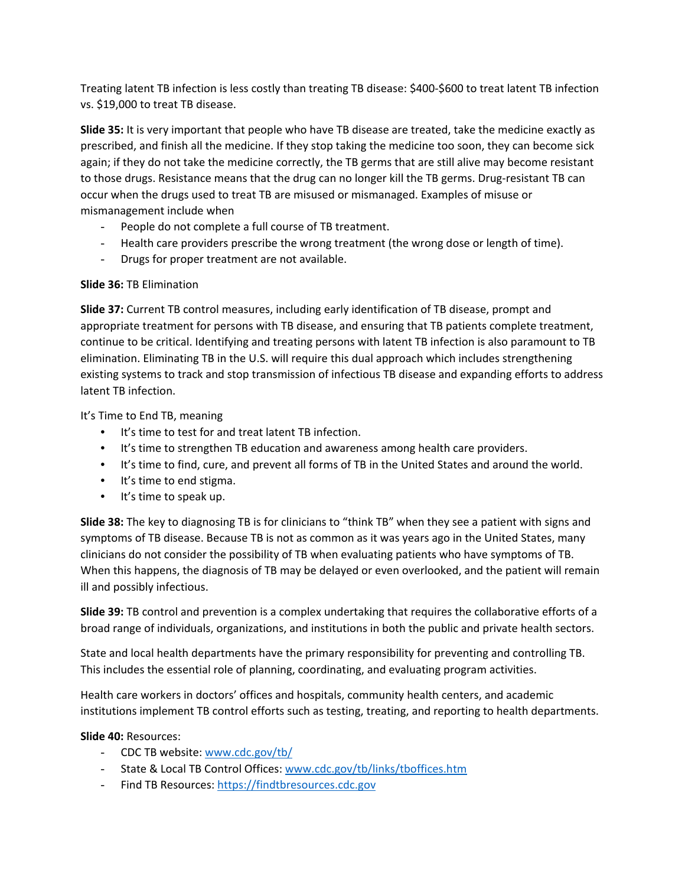Treating latent TB infection is less costly than treating TB disease: $400-$600 to treat latent TB infection vs. $19,000 to treat TB disease.

**Slide 35:** It is very important that people who have TB disease are treated, take the medicine exactly as prescribed, and finish all the medicine. If they stop taking the medicine too soon, they can become sick again; if they do not take the medicine correctly, the TB germs that are still alive may become resistant to those drugs. Resistance means that the drug can no longer kill the TB germs. Drug-resistant TB can occur when the drugs used to treat TB are misused or mismanaged. Examples of misuse or mismanagement include when

- People do not complete a full course of TB treatment.
- Health care providers prescribe the wrong treatment (the wrong dose or length of time).
- Drugs for proper treatment are not available.

**Slide 36:** TB Elimination

**Slide 37:** Current TB control measures, including early identification of TB disease, prompt and appropriate treatment for persons with TB disease, and ensuring that TB patients complete treatment, continue to be critical. Identifying and treating persons with latent TB infection is also paramount to TB elimination. Eliminating TB in the U.S. will require this dual approach which includes strengthening existing systems to track and stop transmission of infectious TB disease and expanding efforts to address latent TB infection.

It's Time to End TB, meaning

- It's time to test for and treat latent TB infection.
- It's time to strengthen TB education and awareness among health care providers.
- It's time to find, cure, and prevent all forms of TB in the United States and around the world.
- It's time to end stigma.
- It's time to speak up.

**Slide 38:** The key to diagnosing TB is for clinicians to "think TB" when they see a patient with signs and symptoms of TB disease. Because TB is not as common as it was years ago in the United States, many clinicians do not consider the possibility of TB when evaluating patients who have symptoms of TB. When this happens, the diagnosis of TB may be delayed or even overlooked, and the patient will remain ill and possibly infectious.

**Slide 39:** TB control and prevention is a complex undertaking that requires the collaborative efforts of a broad range of individuals, organizations, and institutions in both the public and private health sectors.

State and local health departments have the primary responsibility for preventing and controlling TB. This includes the essential role of planning, coordinating, and evaluating program activities.

Health care workers in doctors' offices and hospitals, community health centers, and academic institutions implement TB control efforts such as testing, treating, and reporting to health departments.

**Slide 40:** Resources:

- CDC TB website: [www.cdc.gov/tb/](www.cdc.gov/tb/)
- State & Local TB Control Offices: [www.cdc.gov/tb/links/tboffices.htm](www.cdc.gov/tb/links/tboffices.htm)
- Find TB Resources: [https://findtbresources.cdc.gov](https://findtbresources.cdc.gov)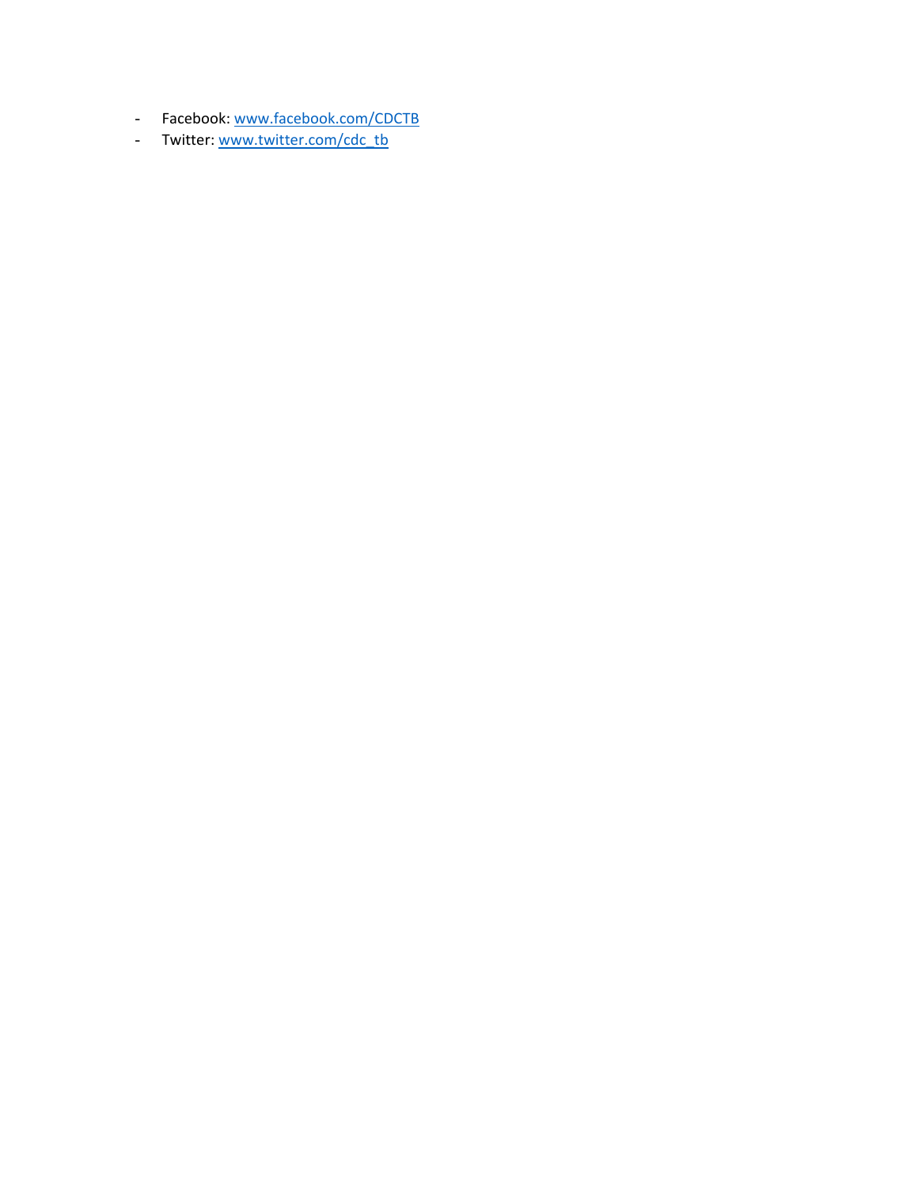- Facebook: www.facebook.com/CDCTB
- Twitter: www.twitter.com/cdc_tb